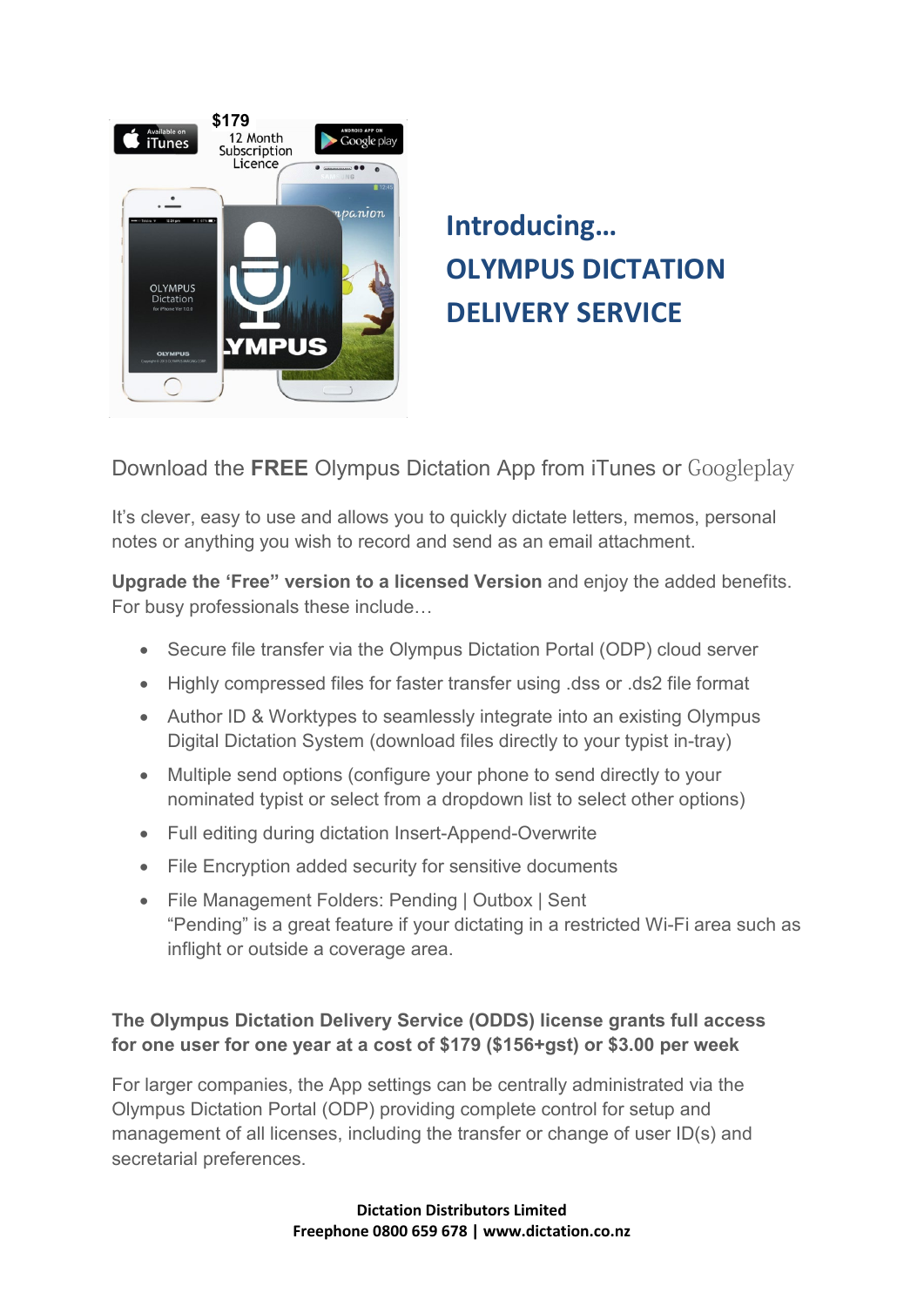## Introducing…
## OLYMPUS DICTATION DELIVERY SERVICE

Download the **FREE** Olympus Dictation App from iTunes or Googleplay

It's clever, easy to use and allows you to quickly dictate letters, memos, personal notes or anything you wish to record and send as an email attachment.

**Upgrade the 'Free" version to a licensed Version** and enjoy the added benefits. For busy professionals these include…

- Secure file transfer via the Olympus Dictation Portal (ODP) cloud server
- Highly compressed files for faster transfer using .dss or .ds2 file format
- Author ID & Worktypes to seamlessly integrate into an existing Olympus Digital Dictation System (download files directly to your typist in-tray)
- Multiple send options (configure your phone to send directly to your nominated typist or select from a dropdown list to select other options)
- Full editing during dictation Insert-Append-Overwrite
- File Encryption added security for sensitive documents
- File Management Folders: Pending | Outbox | Sent
  "Pending" is a great feature if your dictating in a restricted Wi-Fi area such as inflight or outside a coverage area.

**The Olympus Dictation Delivery Service (ODDS) license grants full access for one user for one year at a cost of $179 ($156+gst) or $3.00 per week**

For larger companies, the App settings can be centrally administrated via the Olympus Dictation Portal (ODP) providing complete control for setup and management of all licenses, including the transfer or change of user ID(s) and secretarial preferences.

**Dictation Distributors Limited**
**Freephone 0800 659 678 | www.dictation.co.nz**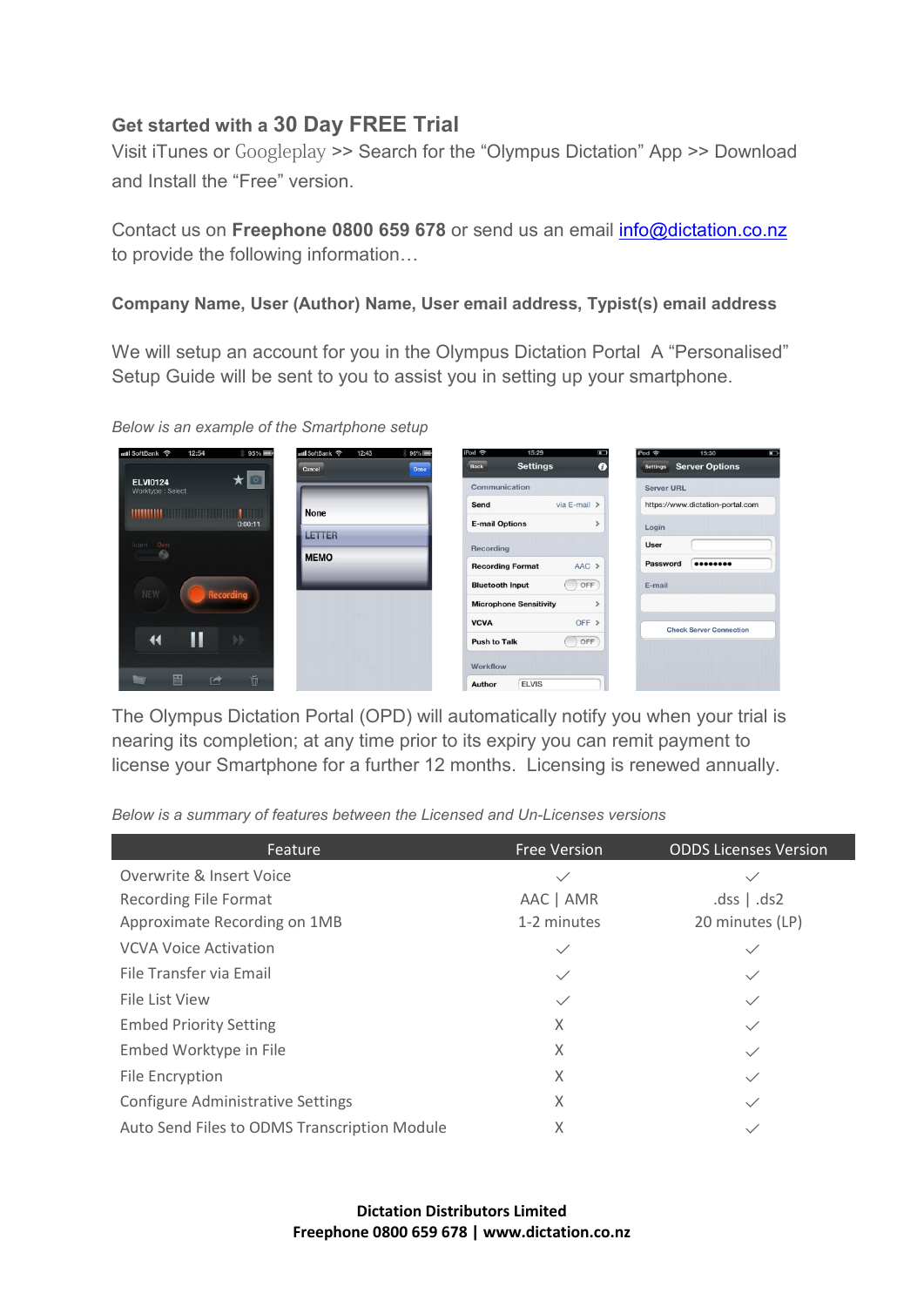## Get started with a 30 Day FREE Trial

Visit iTunes or Googleplay >> Search for the “Olympus Dictation” App >> Download and Install the “Free” version.

Contact us on **Freephone 0800 659 678** or send us an email info@dictation.co.nz to provide the following information…

**Company Name, User (Author) Name, User email address, Typist(s) email address**

We will setup an account for you in the Olympus Dictation Portal A “Personalised” Setup Guide will be sent to you to assist you in setting up your smartphone.

*Below is an example of the Smartphone setup*

The Olympus Dictation Portal (OPD) will automatically notify you when your trial is nearing its completion; at any time prior to its expiry you can remit payment to license your Smartphone for a further 12 months. Licensing is renewed annually.

*Below is a summary of features between the Licensed and Un-Licenses versions*

| Feature | Free Version | ODDS Licenses Version |
|---|---|---|
| Overwrite & Insert Voice | ✓ | ✓ |
| Recording File Format | AAC \| AMR | .dss \| .ds2 |
| Approximate Recording on 1MB | 1-2 minutes | 20 minutes (LP) |
| VCVA Voice Activation | ✓ | ✓ |
| File Transfer via Email | ✓ | ✓ |
| File List View | ✓ | ✓ |
| Embed Priority Setting | X | ✓ |
| Embed Worktype in File | X | ✓ |
| File Encryption | X | ✓ |
| Configure Administrative Settings | X | ✓ |
| Auto Send Files to ODMS Transcription Module | X | ✓ |

**Dictation Distributors Limited**
**Freephone 0800 659 678 | www.dictation.co.nz**